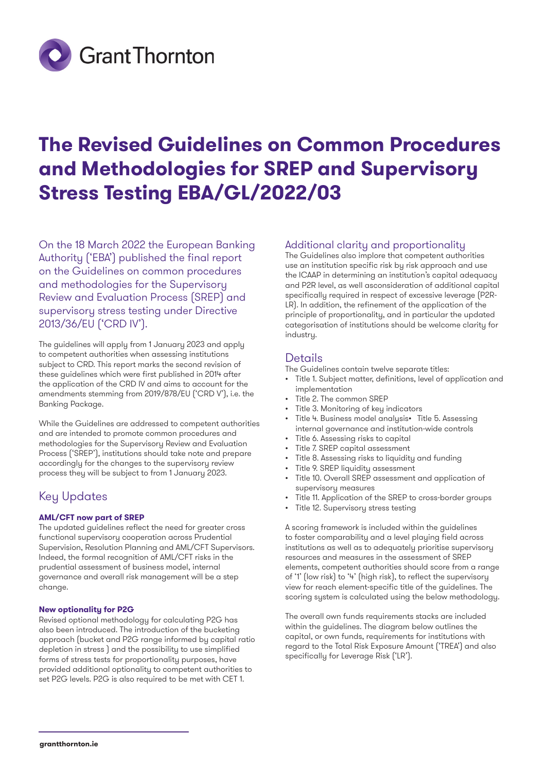# The Revised Guidelines on Common Procedures and Methodologies for SREP and Supervisory Stress Testing EBA/GL/2022/03

On the 18 March 2022 the European Banking Authority ('EBA') published the final report on the Guidelines on common procedures and methodologies for the Supervisory Review and Evaluation Process (SREP) and supervisory stress testing under Directive 2013/36/EU ('CRD IV').

The guidelines will apply from 1 January 2023 and apply to competent authorities when assessing institutions subject to CRD. This report marks the second revision of these guidelines which were first published in 2014 after the application of the CRD IV and aims to account for the amendments stemming from 2019/878/EU ('CRD V'), i.e. the Banking Package.

While the Guidelines are addressed to competent authorities and are intended to promote common procedures and methodologies for the Supervisory Review and Evaluation Process ('SREP'), institutions should take note and prepare accordingly for the changes to the supervisory review process they will be subject to from 1 January 2023.

## Key Updates

**AML/CFT now part of SREP**

The updated guidelines reflect the need for greater cross functional supervisory cooperation across Prudential Supervision, Resolution Planning and AML/CFT Supervisors. Indeed, the formal recognition of AML/CFT risks in the prudential assessment of business model, internal governance and overall risk management will be a step change.

**New optionality for P2G**

Revised optional methodology for calculating P2G has also been introduced. The introduction of the bucketing approach (bucket and P2G range informed by capital ratio depletion in stress ) and the possibility to use simplified forms of stress tests for proportionality purposes, have provided additional optionality to competent authorities to set P2G levels. P2G is also required to be met with CET 1.

## Additional clarity and proportionality

The Guidelines also implore that competent authorities use an institution specific risk by risk approach and use the ICAAP in determining an institution's capital adequacy and P2R level, as well asconsideration of additional capital specifically required in respect of excessive leverage (P2R-LR). In addition, the refinement of the application of the principle of proportionality, and in particular the updated categorisation of institutions should be welcome clarity for industry.

## Details

The Guidelines contain twelve separate titles:

- Title 1. Subject matter, definitions, level of application and implementation
- Title 2. The common SREP
- Title 3. Monitoring of key indicators
- Title 4. Business model analysis
- Title 5. Assessing internal governance and institution-wide controls
- Title 6. Assessing risks to capital
- Title 7. SREP capital assessment
- Title 8. Assessing risks to liquidity and funding
- Title 9. SREP liquidity assessment
- Title 10. Overall SREP assessment and application of supervisory measures
- Title 11. Application of the SREP to cross-border groups
- Title 12. Supervisory stress testing

A scoring framework is included within the guidelines to foster comparability and a level playing field across institutions as well as to adequately prioritise supervisory resources and measures in the assessment of SREP elements, competent authorities should score from a range of '1' (low risk) to '4' (high risk), to reflect the supervisory view for reach element-specific title of the guidelines. The scoring system is calculated using the below methodology.

The overall own funds requirements stacks are included within the guidelines. The diagram below outlines the capital, or own funds, requirements for institutions with regard to the Total Risk Exposure Amount ('TREA') and also specifically for Leverage Risk ('LR').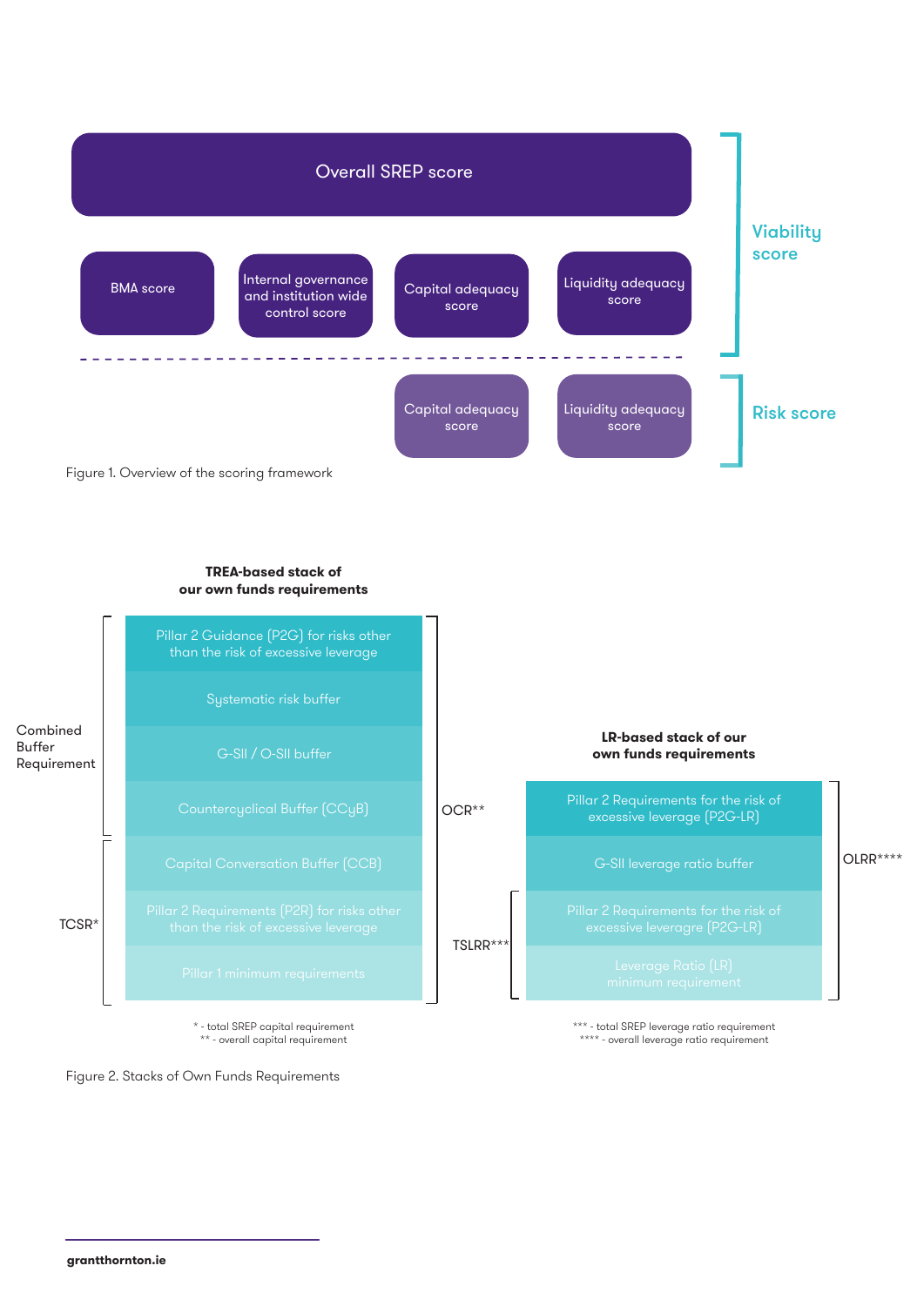Overall SREP score

BMA score

Internal governance and institution wide control score

Capital adequacy score

Liquidity adequacy score

**Viability score**

Capital adequacy score

Liquidity adequacy score

**Risk score**

Figure 1. Overview of the scoring framework

**TREA-based stack of our own funds requirements**

| Group | Component | |
|---|---|---|
| Combined Buffer Requirement | Pillar 2 Guidance (P2G) for risks other than the risk of excessive leverage | OCR** |
| Combined Buffer Requirement | Systematic risk buffer | OCR** |
| Combined Buffer Requirement | G-SII / O-SII buffer | OCR** |
| Combined Buffer Requirement | Countercyclical Buffer (CCyB) | OCR** |
| TCSR* | Capital Conversation Buffer (CCB) | OCR** |
| TCSR* | Pillar 2 Requirements (P2R) for risks other than the risk of excessive leverage | OCR** |
| TCSR* | Pillar 1 minimum requirements | OCR** |

\* - total SREP capital requirement
\** - overall capital requirement

**LR-based stack of our own funds requirements**

| Group | Component | |
|---|---|---|
| | Pillar 2 Requirements for the risk of excessive leverage (P2G-LR) | OLRR**** |
| | G-SII leverage ratio buffer | OLRR**** |
| TSLRR*** | Pillar 2 Requirements for the risk of excessive leveragre (P2G-LR) | OLRR**** |
| TSLRR*** | Leverage Ratio (LR) minimum requirement | OLRR**** |

\*** - total SREP leverage ratio requirement
\**** - overall leverage ratio requirement

Figure 2. Stacks of Own Funds Requirements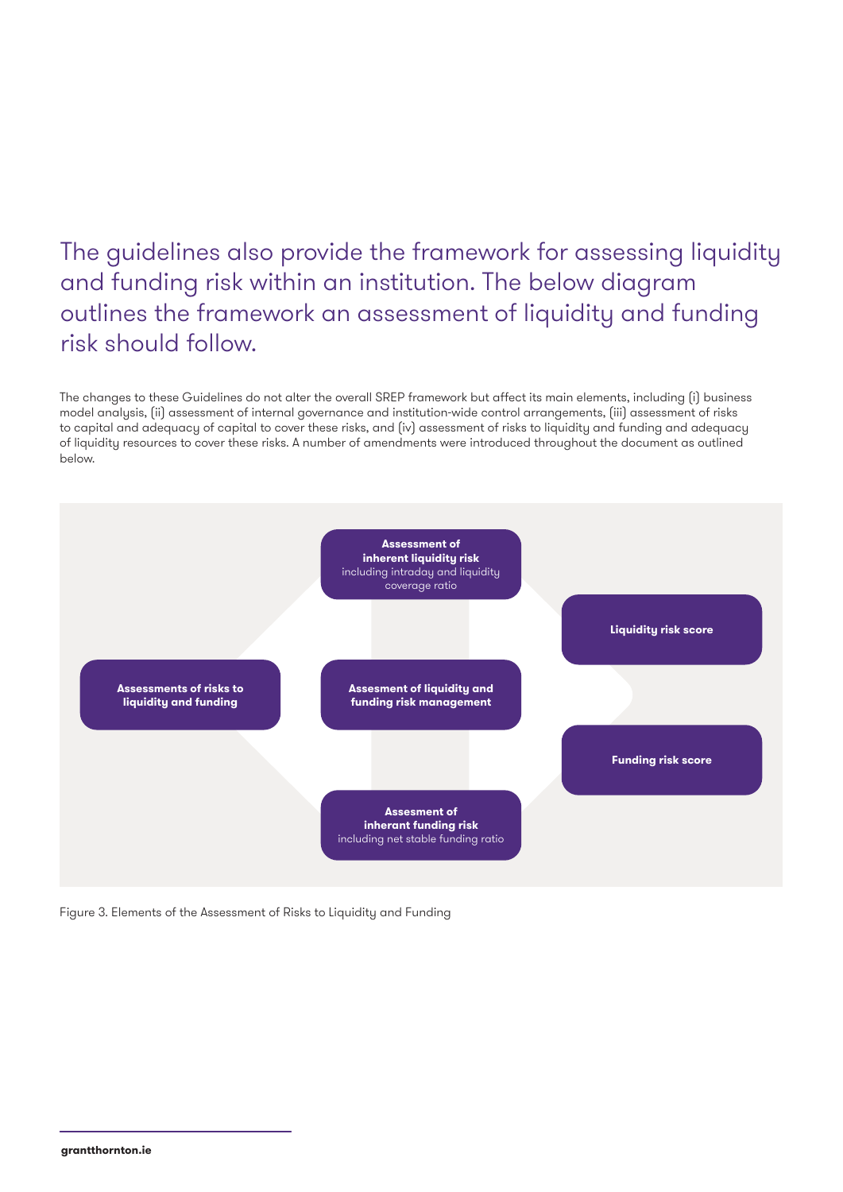## The guidelines also provide the framework for assessing liquidity and funding risk within an institution. The below diagram outlines the framework an assessment of liquidity and funding risk should follow.

The changes to these Guidelines do not alter the overall SREP framework but affect its main elements, including (i) business model analysis, (ii) assessment of internal governance and institution-wide control arrangements, (iii) assessment of risks to capital and adequacy of capital to cover these risks, and (iv) assessment of risks to liquidity and funding and adequacy of liquidity resources to cover these risks. A number of amendments were introduced throughout the document as outlined below.

**Assessments of risks to liquidity and funding**

**Assessment of inherent liquidity risk** including intraday and liquidity coverage ratio

**Assessment of liquidity and funding risk management**

**Assesment of inherant funding risk** including net stable funding ratio

**Liquidity risk score**

**Funding risk score**

Figure 3. Elements of the Assessment of Risks to Liquidity and Funding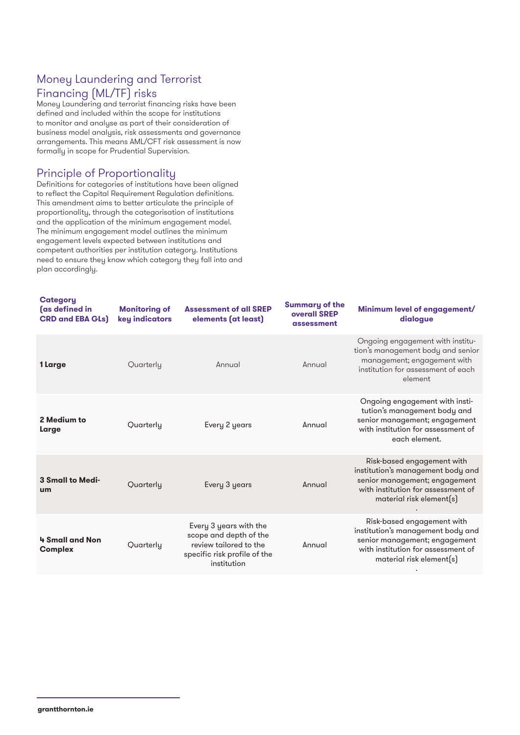## Money Laundering and Terrorist Financing (ML/TF) risks

Money Laundering and terrorist financing risks have been defined and included within the scope for institutions to monitor and analyse as part of their consideration of business model analysis, risk assessments and governance arrangements. This means AML/CFT risk assessment is now formally in scope for Prudential Supervision.

## Principle of Proportionality

Definitions for categories of institutions have been aligned to reflect the Capital Requirement Regulation definitions. This amendment aims to better articulate the principle of proportionality, through the categorisation of institutions and the application of the minimum engagement model. The minimum engagement model outlines the minimum engagement levels expected between institutions and competent authorities per institution category. Institutions need to ensure they know which category they fall into and plan accordingly.

| Category (as defined in CRD and EBA GLs) | Monitoring of key indicators | Assessment of all SREP elements (at least) | Summary of the overall SREP assessment | Minimum level of engagement/ dialogue |
|---|---|---|---|---|
| **1 Large** | Quarterly | Annual | Annual | Ongoing engagement with institution's management body and senior management; engagement with institution for assessment of each element |
| **2 Medium to Large** | Quarterly | Every 2 years | Annual | Ongoing engagement with institution's management body and senior management; engagement with institution for assessment of each element. |
| **3 Small to Medium** | Quarterly | Every 3 years | Annual | Risk-based engagement with institution's management body and senior management; engagement with institution for assessment of material risk element(s) |
| **4 Small and Non Complex** | Quarterly | Every 3 years with the scope and depth of the review tailored to the specific risk profile of the institution | Annual | Risk-based engagement with institution's management body and senior management; engagement with institution for assessment of material risk element(s) |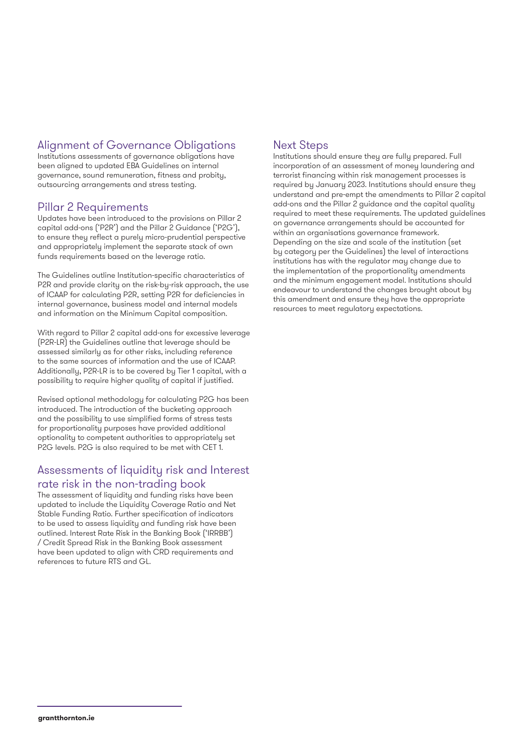## Alignment of Governance Obligations

Institutions assessments of governance obligations have been aligned to updated EBA Guidelines on internal governance, sound remuneration, fitness and probity, outsourcing arrangements and stress testing.

## Pillar 2 Requirements

Updates have been introduced to the provisions on Pillar 2 capital add-ons ('P2R') and the Pillar 2 Guidance ('P2G'), to ensure they reflect a purely micro-prudential perspective and appropriately implement the separate stack of own funds requirements based on the leverage ratio.

The Guidelines outline Institution-specific characteristics of P2R and provide clarity on the risk-by-risk approach, the use of ICAAP for calculating P2R, setting P2R for deficiencies in internal governance, business model and internal models and information on the Minimum Capital composition.

With regard to Pillar 2 capital add-ons for excessive leverage (P2R-LR) the Guidelines outline that leverage should be assessed similarly as for other risks, including reference to the same sources of information and the use of ICAAP. Additionally, P2R-LR is to be covered by Tier 1 capital, with a possibility to require higher quality of capital if justified.

Revised optional methodology for calculating P2G has been introduced. The introduction of the bucketing approach and the possibility to use simplified forms of stress tests for proportionality purposes have provided additional optionality to competent authorities to appropriately set P2G levels. P2G is also required to be met with CET 1.

## Assessments of liquidity risk and Interest rate risk in the non-trading book

The assessment of liquidity and funding risks have been updated to include the Liquidity Coverage Ratio and Net Stable Funding Ratio. Further specification of indicators to be used to assess liquidity and funding risk have been outlined. Interest Rate Risk in the Banking Book ('IRRBB') / Credit Spread Risk in the Banking Book assessment have been updated to align with CRD requirements and references to future RTS and GL.

## Next Steps

Institutions should ensure they are fully prepared. Full incorporation of an assessment of money laundering and terrorist financing within risk management processes is required by January 2023. Institutions should ensure they understand and pre-empt the amendments to Pillar 2 capital add-ons and the Pillar 2 guidance and the capital quality required to meet these requirements. The updated guidelines on governance arrangements should be accounted for within an organisations governance framework. Depending on the size and scale of the institution (set by category per the Guidelines) the level of interactions institutions has with the regulator may change due to the implementation of the proportionality amendments and the minimum engagement model. Institutions should endeavour to understand the changes brought about by this amendment and ensure they have the appropriate resources to meet regulatory expectations.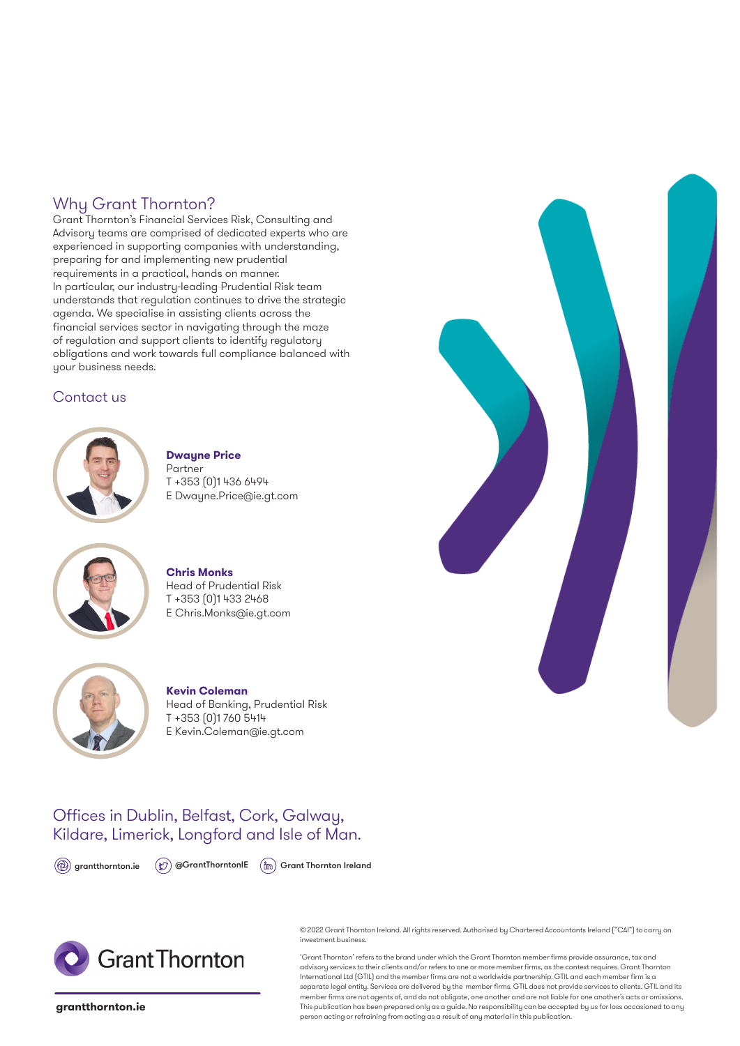## Why Grant Thornton?

Grant Thornton's Financial Services Risk, Consulting and Advisory teams are comprised of dedicated experts who are experienced in supporting companies with understanding, preparing for and implementing new prudential requirements in a practical, hands on manner.

In particular, our industry-leading Prudential Risk team understands that regulation continues to drive the strategic agenda. We specialise in assisting clients across the financial services sector in navigating through the maze of regulation and support clients to identify regulatory obligations and work towards full compliance balanced with your business needs.

## Contact us

**Dwayne Price**
Partner
T +353 (0)1 436 6494
E Dwayne.Price@ie.gt.com

**Chris Monks**
Head of Prudential Risk
T +353 (0)1 433 2468
E Chris.Monks@ie.gt.com

**Kevin Coleman**
Head of Banking, Prudential Risk
T +353 (0)1 760 5414
E Kevin.Coleman@ie.gt.com

## Offices in Dublin, Belfast, Cork, Galway, Kildare, Limerick, Longford and Isle of Man.

grantthornton.ie | @GrantThorntonIE | Grant Thornton Ireland

Grant Thornton

**grantthornton.ie**

© 2022 Grant Thornton Ireland. All rights reserved. Authorised by Chartered Accountants Ireland ("CAI") to carry on investment business.

'Grant Thornton' refers to the brand under which the Grant Thornton member firms provide assurance, tax and advisory services to their clients and/or refers to one or more member firms, as the context requires. Grant Thornton International Ltd (GTIL) and the member firms are not a worldwide partnership. GTIL and each member firm is a separate legal entity. Services are delivered by the member firms. GTIL does not provide services to clients. GTIL and its member firms are not agents of, and do not obligate, one another and are not liable for one another's acts or omissions. This publication has been prepared only as a guide. No responsibility can be accepted by us for loss occasioned to any person acting or refraining from acting as a result of any material in this publication.